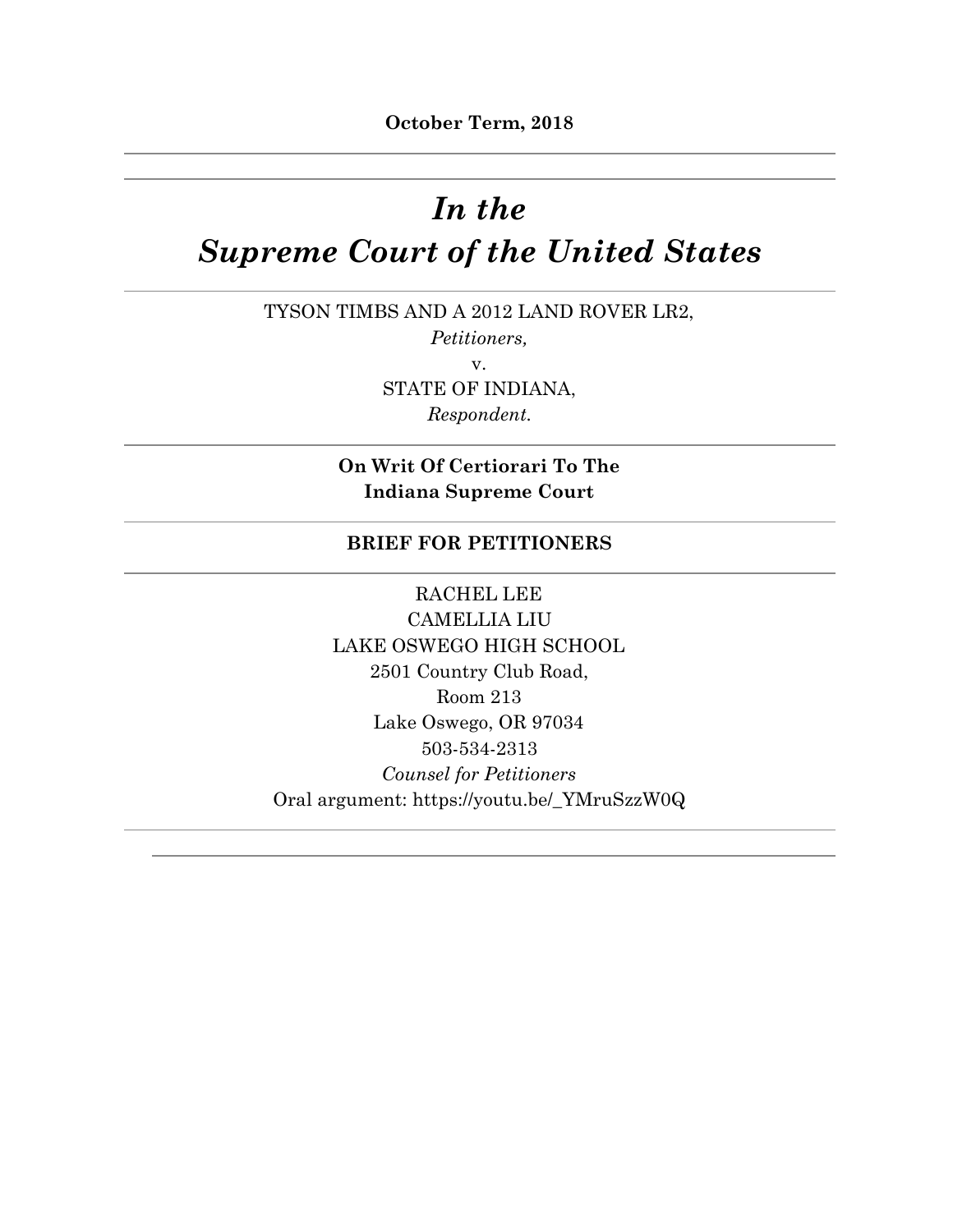**October Term, 2018**

---

---

# *In the Supreme Court of the United States*

---

TYSON TIMBS AND A 2012 LAND ROVER LR2,

*Petitioners,*

v.

STATE OF INDIANA,

*Respondent.*

---

**On Writ Of Certiorari To The Indiana Supreme Court**

---

**BRIEF FOR PETITIONERS**

---

RACHEL LEE
CAMELLIA LIU
LAKE OSWEGO HIGH SCHOOL
2501 Country Club Road,
Room 213
Lake Oswego, OR 97034
503-534-2313
*Counsel for Petitioners*
Oral argument: https://youtu.be/_YMruSzzW0Q

---

---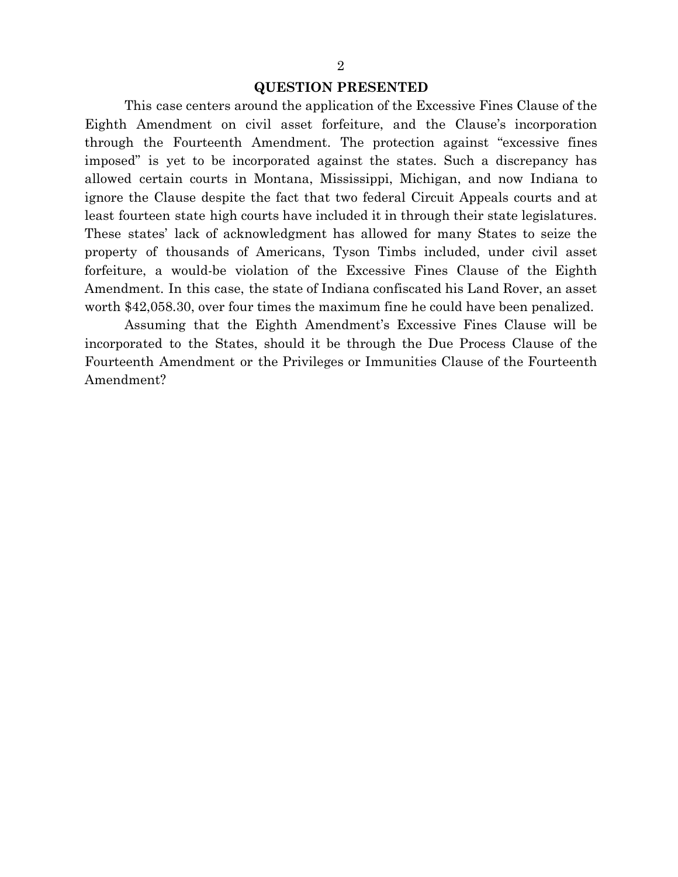## QUESTION PRESENTED

This case centers around the application of the Excessive Fines Clause of the Eighth Amendment on civil asset forfeiture, and the Clause's incorporation through the Fourteenth Amendment. The protection against "excessive fines imposed" is yet to be incorporated against the states. Such a discrepancy has allowed certain courts in Montana, Mississippi, Michigan, and now Indiana to ignore the Clause despite the fact that two federal Circuit Appeals courts and at least fourteen state high courts have included it in through their state legislatures. These states' lack of acknowledgment has allowed for many States to seize the property of thousands of Americans, Tyson Timbs included, under civil asset forfeiture, a would-be violation of the Excessive Fines Clause of the Eighth Amendment. In this case, the state of Indiana confiscated his Land Rover, an asset worth $42,058.30, over four times the maximum fine he could have been penalized.

Assuming that the Eighth Amendment's Excessive Fines Clause will be incorporated to the States, should it be through the Due Process Clause of the Fourteenth Amendment or the Privileges or Immunities Clause of the Fourteenth Amendment?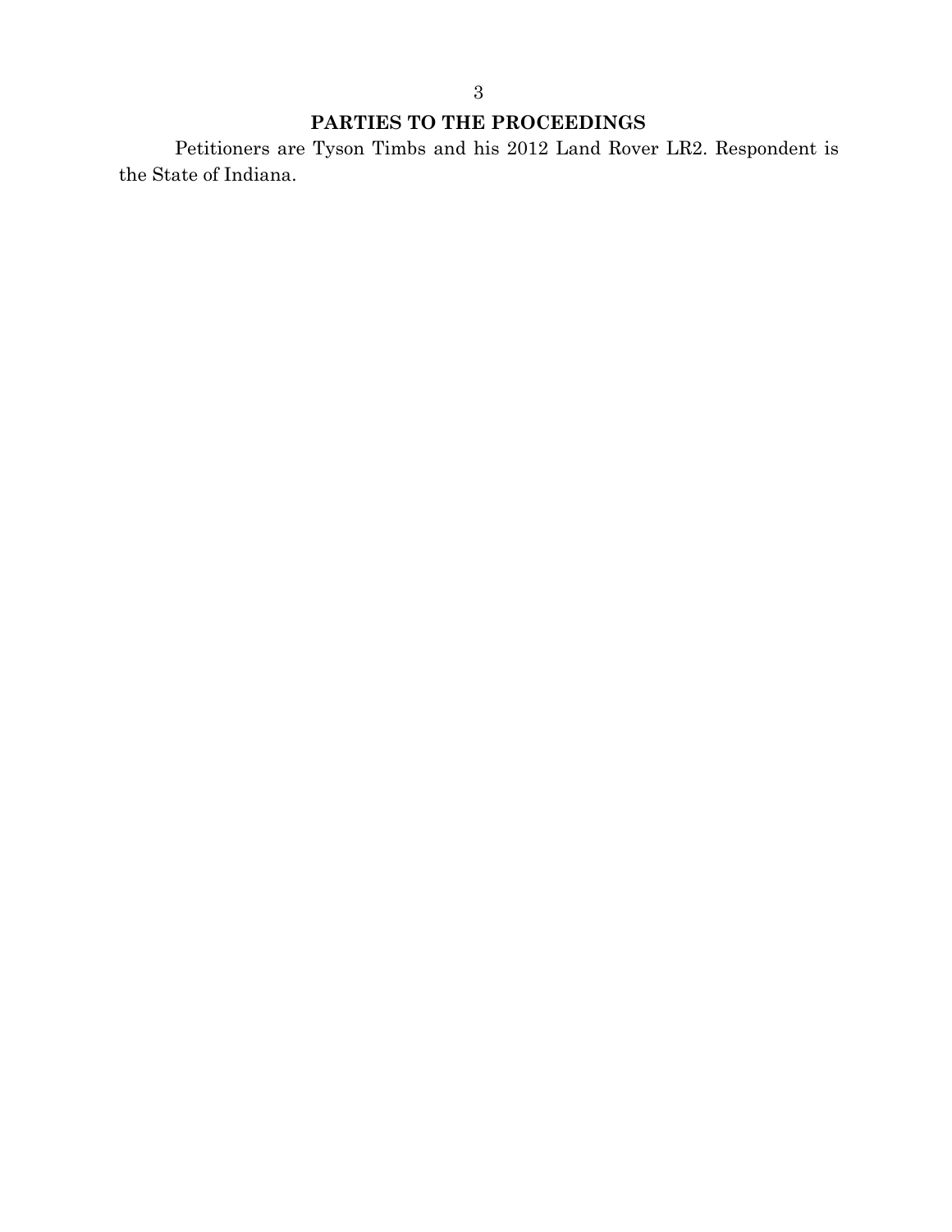## PARTIES TO THE PROCEEDINGS

Petitioners are Tyson Timbs and his 2012 Land Rover LR2. Respondent is the State of Indiana.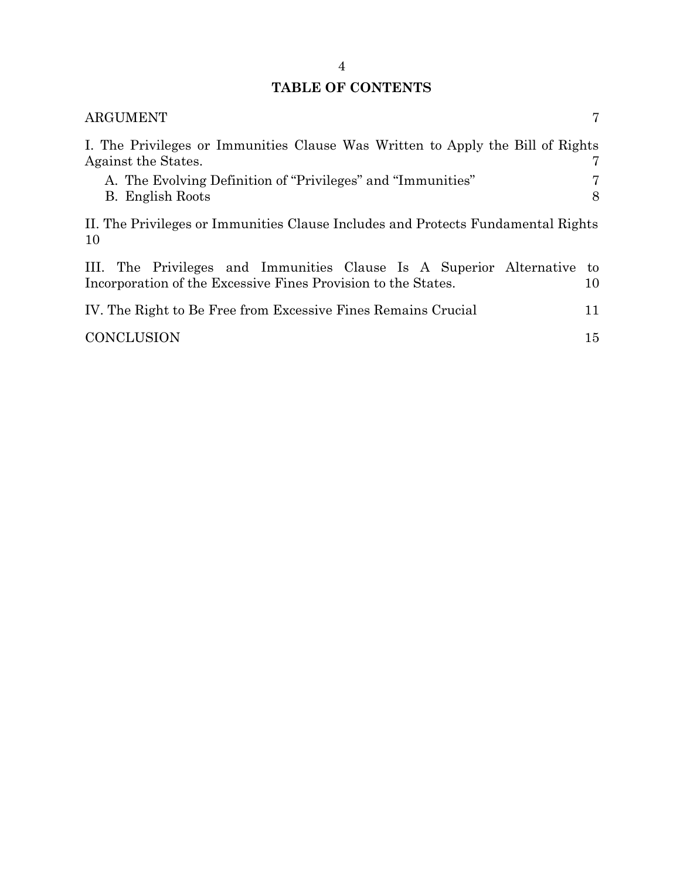## TABLE OF CONTENTS

ARGUMENT 7

I. The Privileges or Immunities Clause Was Written to Apply the Bill of Rights Against the States. 7

- A. The Evolving Definition of "Privileges" and "Immunities" 7
- B. English Roots 8

II. The Privileges or Immunities Clause Includes and Protects Fundamental Rights 10

III. The Privileges and Immunities Clause Is A Superior Alternative to Incorporation of the Excessive Fines Provision to the States. 10

IV. The Right to Be Free from Excessive Fines Remains Crucial 11

CONCLUSION 15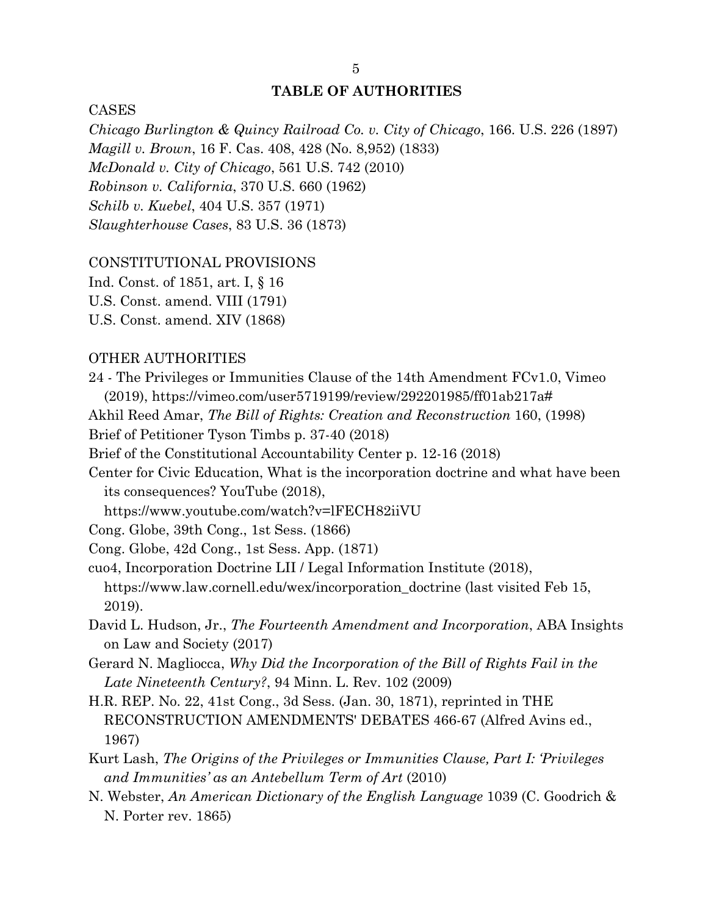## TABLE OF AUTHORITIES

CASES

*Chicago Burlington & Quincy Railroad Co. v. City of Chicago*, 166. U.S. 226 (1897)
*Magill v. Brown*, 16 F. Cas. 408, 428 (No. 8,952) (1833)
*McDonald v. City of Chicago*, 561 U.S. 742 (2010)
*Robinson v. California*, 370 U.S. 660 (1962)
*Schilb v. Kuebel*, 404 U.S. 357 (1971)
*Slaughterhouse Cases*, 83 U.S. 36 (1873)

CONSTITUTIONAL PROVISIONS

Ind. Const. of 1851, art. I, § 16
U.S. Const. amend. VIII (1791)
U.S. Const. amend. XIV (1868)

OTHER AUTHORITIES

24 - The Privileges or Immunities Clause of the 14th Amendment FCv1.0, Vimeo (2019), https://vimeo.com/user5719199/review/292201985/ff01ab217a#

Akhil Reed Amar, *The Bill of Rights: Creation and Reconstruction* 160, (1998)

Brief of Petitioner Tyson Timbs p. 37-40 (2018)

Brief of the Constitutional Accountability Center p. 12-16 (2018)

Center for Civic Education, What is the incorporation doctrine and what have been its consequences? YouTube (2018), https://www.youtube.com/watch?v=lFECH82iiVU

Cong. Globe, 39th Cong., 1st Sess. (1866)

Cong. Globe, 42d Cong., 1st Sess. App. (1871)

cuo4, Incorporation Doctrine LII / Legal Information Institute (2018), https://www.law.cornell.edu/wex/incorporation_doctrine (last visited Feb 15, 2019).

David L. Hudson, Jr., *The Fourteenth Amendment and Incorporation*, ABA Insights on Law and Society (2017)

Gerard N. Magliocca, *Why Did the Incorporation of the Bill of Rights Fail in the Late Nineteenth Century?*, 94 Minn. L. Rev. 102 (2009)

H.R. REP. No. 22, 41st Cong., 3d Sess. (Jan. 30, 1871), reprinted in THE RECONSTRUCTION AMENDMENTS' DEBATES 466-67 (Alfred Avins ed., 1967)

Kurt Lash, *The Origins of the Privileges or Immunities Clause, Part I: 'Privileges and Immunities' as an Antebellum Term of Art* (2010)

N. Webster, *An American Dictionary of the English Language* 1039 (C. Goodrich & N. Porter rev. 1865)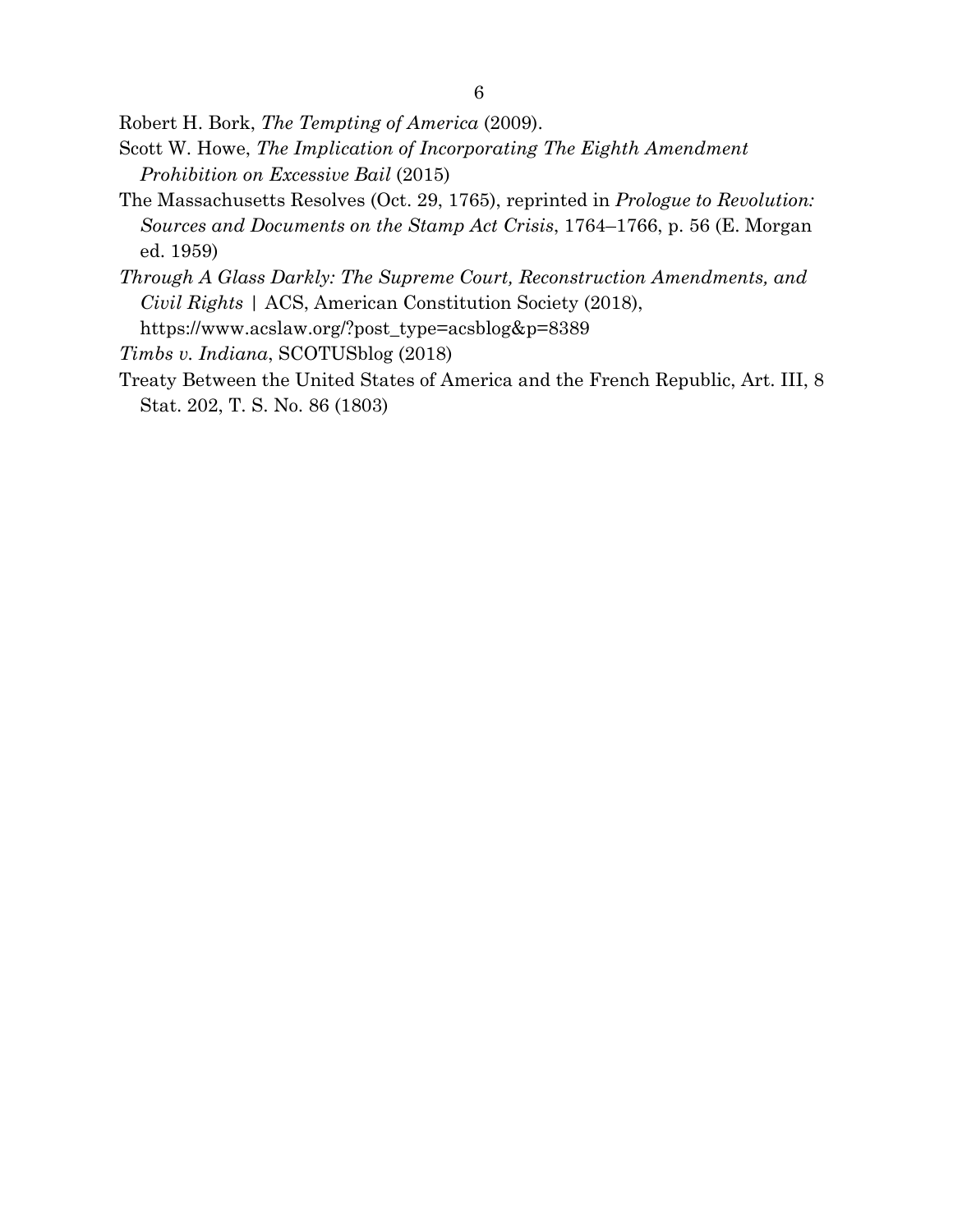Robert H. Bork, *The Tempting of America* (2009).

Scott W. Howe, *The Implication of Incorporating The Eighth Amendment Prohibition on Excessive Bail* (2015)

The Massachusetts Resolves (Oct. 29, 1765), reprinted in *Prologue to Revolution: Sources and Documents on the Stamp Act Crisis*, 1764–1766, p. 56 (E. Morgan ed. 1959)

*Through A Glass Darkly: The Supreme Court, Reconstruction Amendments, and Civil Rights* | ACS, American Constitution Society (2018), https://www.acslaw.org/?post_type=acsblog&p=8389

*Timbs v. Indiana*, SCOTUSblog (2018)

Treaty Between the United States of America and the French Republic, Art. III, 8 Stat. 202, T. S. No. 86 (1803)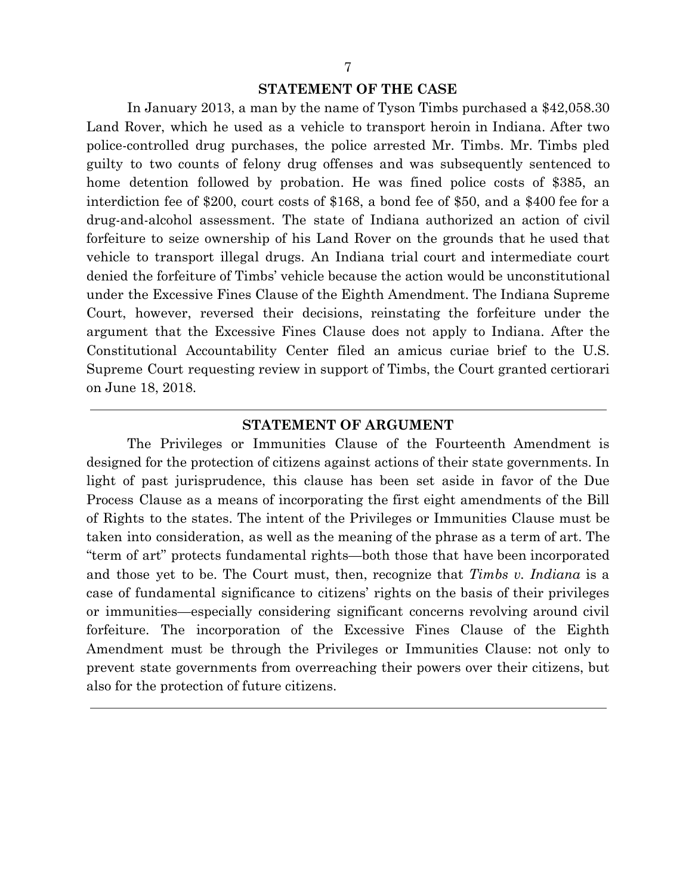## STATEMENT OF THE CASE

In January 2013, a man by the name of Tyson Timbs purchased a $42,058.30 Land Rover, which he used as a vehicle to transport heroin in Indiana. After two police-controlled drug purchases, the police arrested Mr. Timbs. Mr. Timbs pled guilty to two counts of felony drug offenses and was subsequently sentenced to home detention followed by probation. He was fined police costs of $385, an interdiction fee of $200, court costs of $168, a bond fee of $50, and a $400 fee for a drug-and-alcohol assessment. The state of Indiana authorized an action of civil forfeiture to seize ownership of his Land Rover on the grounds that he used that vehicle to transport illegal drugs. An Indiana trial court and intermediate court denied the forfeiture of Timbs' vehicle because the action would be unconstitutional under the Excessive Fines Clause of the Eighth Amendment. The Indiana Supreme Court, however, reversed their decisions, reinstating the forfeiture under the argument that the Excessive Fines Clause does not apply to Indiana. After the Constitutional Accountability Center filed an amicus curiae brief to the U.S. Supreme Court requesting review in support of Timbs, the Court granted certiorari on June 18, 2018.

---

## STATEMENT OF ARGUMENT

The Privileges or Immunities Clause of the Fourteenth Amendment is designed for the protection of citizens against actions of their state governments. In light of past jurisprudence, this clause has been set aside in favor of the Due Process Clause as a means of incorporating the first eight amendments of the Bill of Rights to the states. The intent of the Privileges or Immunities Clause must be taken into consideration, as well as the meaning of the phrase as a term of art. The "term of art" protects fundamental rights—both those that have been incorporated and those yet to be. The Court must, then, recognize that *Timbs v. Indiana* is a case of fundamental significance to citizens' rights on the basis of their privileges or immunities—especially considering significant concerns revolving around civil forfeiture. The incorporation of the Excessive Fines Clause of the Eighth Amendment must be through the Privileges or Immunities Clause: not only to prevent state governments from overreaching their powers over their citizens, but also for the protection of future citizens.

---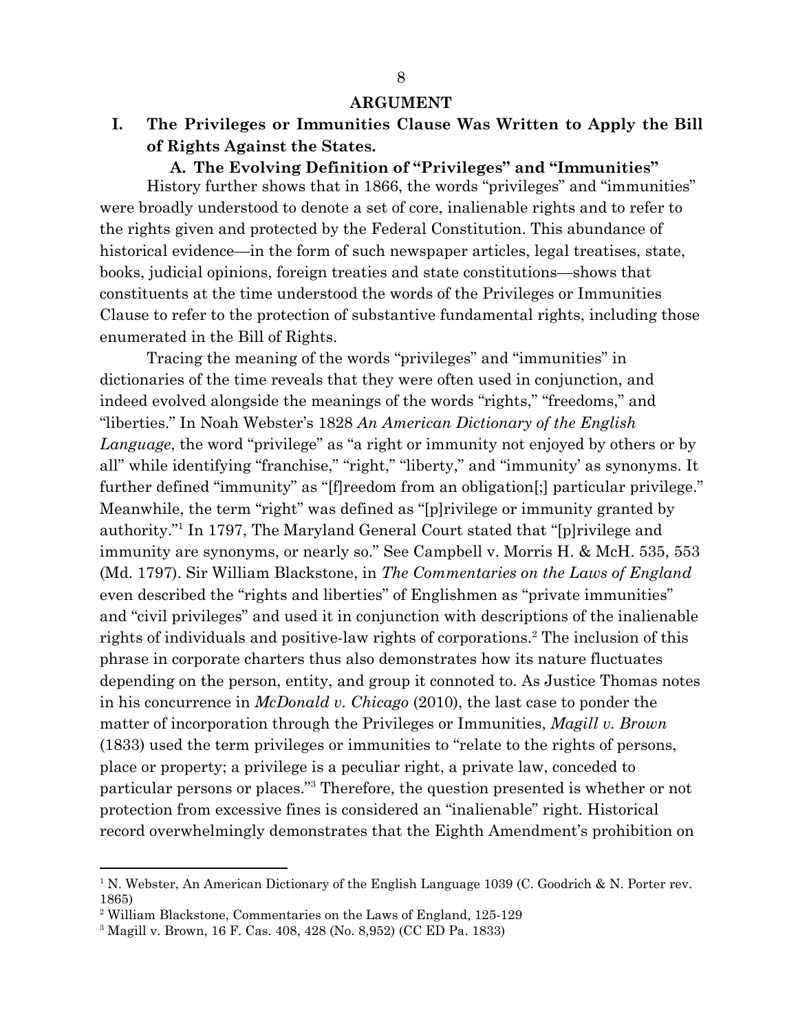## ARGUMENT

### I. The Privileges or Immunities Clause Was Written to Apply the Bill of Rights Against the States.

#### A. The Evolving Definition of "Privileges" and "Immunities"

History further shows that in 1866, the words "privileges" and "immunities" were broadly understood to denote a set of core, inalienable rights and to refer to the rights given and protected by the Federal Constitution. This abundance of historical evidence—in the form of such newspaper articles, legal treatises, state, books, judicial opinions, foreign treaties and state constitutions—shows that constituents at the time understood the words of the Privileges or Immunities Clause to refer to the protection of substantive fundamental rights, including those enumerated in the Bill of Rights.

Tracing the meaning of the words "privileges" and "immunities" in dictionaries of the time reveals that they were often used in conjunction, and indeed evolved alongside the meanings of the words "rights," "freedoms," and "liberties." In Noah Webster's 1828 *An American Dictionary of the English Language*, the word "privilege" as "a right or immunity not enjoyed by others or by all" while identifying "franchise," "right," "liberty," and "immunity' as synonyms. It further defined "immunity" as "[f]reedom from an obligation[;] particular privilege." Meanwhile, the term "right" was defined as "[p]rivilege or immunity granted by authority."[1] In 1797, The Maryland General Court stated that "[p]rivilege and immunity are synonyms, or nearly so." See Campbell v. Morris H. & McH. 535, 553 (Md. 1797). Sir William Blackstone, in *The Commentaries on the Laws of England* even described the "rights and liberties" of Englishmen as "private immunities" and "civil privileges" and used it in conjunction with descriptions of the inalienable rights of individuals and positive-law rights of corporations.[2] The inclusion of this phrase in corporate charters thus also demonstrates how its nature fluctuates depending on the person, entity, and group it connoted to. As Justice Thomas notes in his concurrence in *McDonald v. Chicago* (2010), the last case to ponder the matter of incorporation through the Privileges or Immunities, *Magill v. Brown* (1833) used the term privileges or immunities to "relate to the rights of persons, place or property; a privilege is a peculiar right, a private law, conceded to particular persons or places."[3] Therefore, the question presented is whether or not protection from excessive fines is considered an "inalienable" right. Historical record overwhelmingly demonstrates that the Eighth Amendment's prohibition on

---

[1] N. Webster, An American Dictionary of the English Language 1039 (C. Goodrich & N. Porter rev. 1865)

[2] William Blackstone, Commentaries on the Laws of England, 125-129

[3] Magill v. Brown, 16 F. Cas. 408, 428 (No. 8,952) (CC ED Pa. 1833)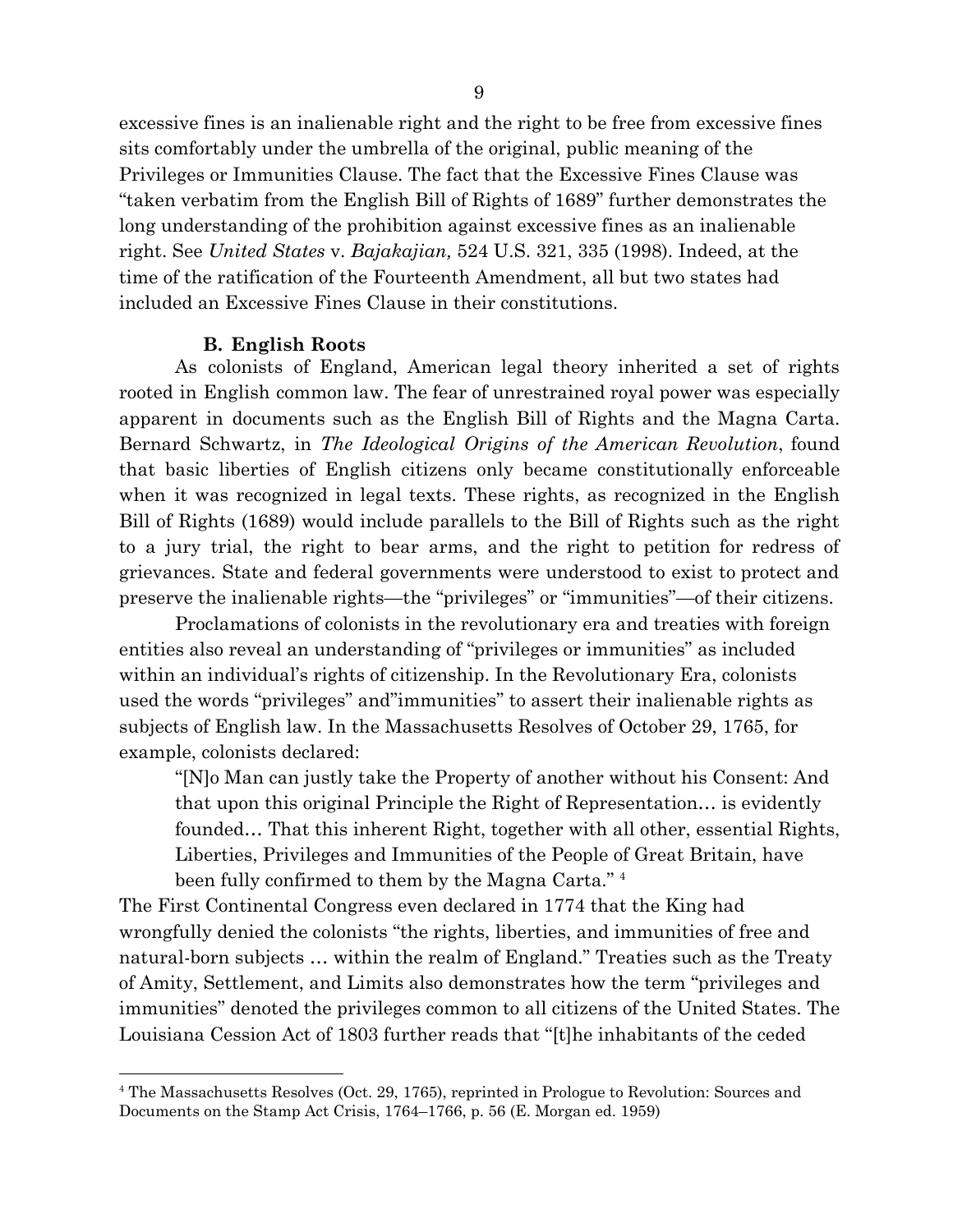excessive fines is an inalienable right and the right to be free from excessive fines sits comfortably under the umbrella of the original, public meaning of the Privileges or Immunities Clause. The fact that the Excessive Fines Clause was "taken verbatim from the English Bill of Rights of 1689" further demonstrates the long understanding of the prohibition against excessive fines as an inalienable right. See *United States* v. *Bajakajian,* 524 U.S. 321, 335 (1998). Indeed, at the time of the ratification of the Fourteenth Amendment, all but two states had included an Excessive Fines Clause in their constitutions.

### B. English Roots

As colonists of England, American legal theory inherited a set of rights rooted in English common law. The fear of unrestrained royal power was especially apparent in documents such as the English Bill of Rights and the Magna Carta. Bernard Schwartz, in *The Ideological Origins of the American Revolution*, found that basic liberties of English citizens only became constitutionally enforceable when it was recognized in legal texts. These rights, as recognized in the English Bill of Rights (1689) would include parallels to the Bill of Rights such as the right to a jury trial, the right to bear arms, and the right to petition for redress of grievances. State and federal governments were understood to exist to protect and preserve the inalienable rights—the "privileges" or "immunities"—of their citizens.

Proclamations of colonists in the revolutionary era and treaties with foreign entities also reveal an understanding of "privileges or immunities" as included within an individual's rights of citizenship. In the Revolutionary Era, colonists used the words "privileges" and"immunities" to assert their inalienable rights as subjects of English law. In the Massachusetts Resolves of October 29, 1765, for example, colonists declared:

> "[N]o Man can justly take the Property of another without his Consent: And that upon this original Principle the Right of Representation… is evidently founded… That this inherent Right, together with all other, essential Rights, Liberties, Privileges and Immunities of the People of Great Britain, have been fully confirmed to them by the Magna Carta." [4]

The First Continental Congress even declared in 1774 that the King had wrongfully denied the colonists "the rights, liberties, and immunities of free and natural-born subjects … within the realm of England." Treaties such as the Treaty of Amity, Settlement, and Limits also demonstrates how the term "privileges and immunities" denoted the privileges common to all citizens of the United States. The Louisiana Cession Act of 1803 further reads that "[t]he inhabitants of the ceded

---

[4] The Massachusetts Resolves (Oct. 29, 1765), reprinted in Prologue to Revolution: Sources and Documents on the Stamp Act Crisis, 1764–1766, p. 56 (E. Morgan ed. 1959)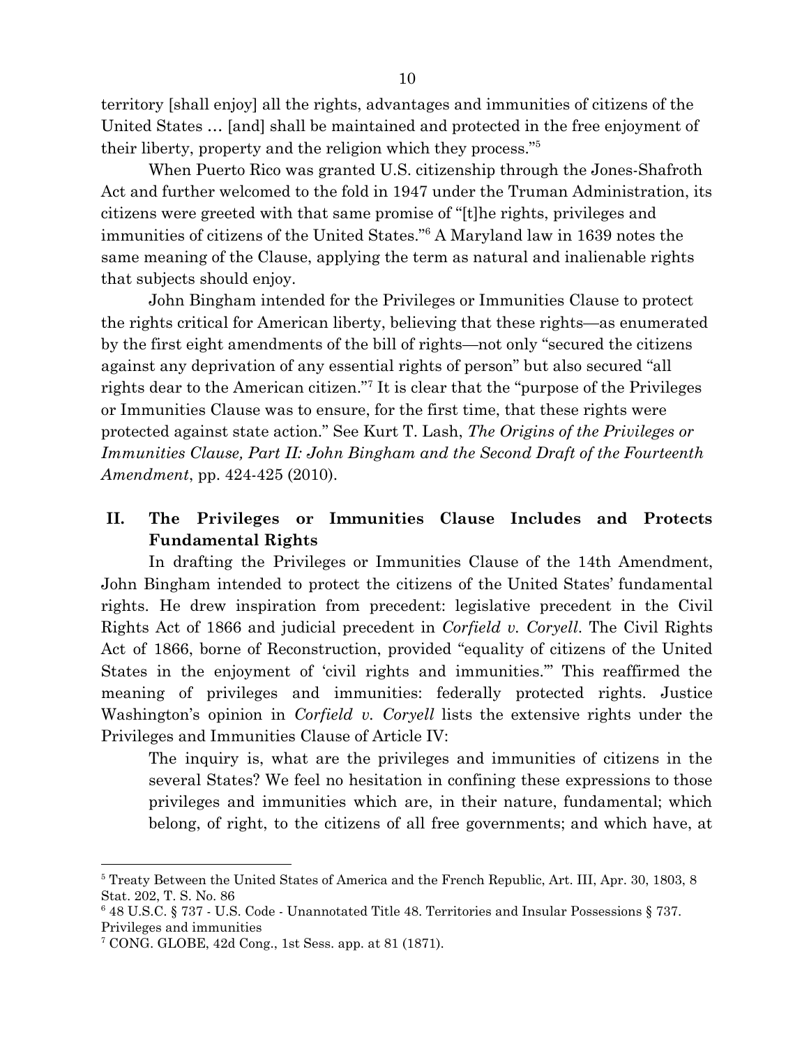territory [shall enjoy] all the rights, advantages and immunities of citizens of the United States … [and] shall be maintained and protected in the free enjoyment of their liberty, property and the religion which they process."[5]

When Puerto Rico was granted U.S. citizenship through the Jones-Shafroth Act and further welcomed to the fold in 1947 under the Truman Administration, its citizens were greeted with that same promise of "[t]he rights, privileges and immunities of citizens of the United States."[6] A Maryland law in 1639 notes the same meaning of the Clause, applying the term as natural and inalienable rights that subjects should enjoy.

John Bingham intended for the Privileges or Immunities Clause to protect the rights critical for American liberty, believing that these rights—as enumerated by the first eight amendments of the bill of rights—not only "secured the citizens against any deprivation of any essential rights of person" but also secured "all rights dear to the American citizen."[7] It is clear that the "purpose of the Privileges or Immunities Clause was to ensure, for the first time, that these rights were protected against state action." See Kurt T. Lash, *The Origins of the Privileges or Immunities Clause, Part II: John Bingham and the Second Draft of the Fourteenth Amendment*, pp. 424-425 (2010).

## II. The Privileges or Immunities Clause Includes and Protects Fundamental Rights

In drafting the Privileges or Immunities Clause of the 14th Amendment, John Bingham intended to protect the citizens of the United States' fundamental rights. He drew inspiration from precedent: legislative precedent in the Civil Rights Act of 1866 and judicial precedent in *Corfield v. Coryell*. The Civil Rights Act of 1866, borne of Reconstruction, provided "equality of citizens of the United States in the enjoyment of 'civil rights and immunities.'" This reaffirmed the meaning of privileges and immunities: federally protected rights. Justice Washington's opinion in *Corfield v. Coryell* lists the extensive rights under the Privileges and Immunities Clause of Article IV:

> The inquiry is, what are the privileges and immunities of citizens in the several States? We feel no hesitation in confining these expressions to those privileges and immunities which are, in their nature, fundamental; which belong, of right, to the citizens of all free governments; and which have, at

---

[5] Treaty Between the United States of America and the French Republic, Art. III, Apr. 30, 1803, 8 Stat. 202, T. S. No. 86

[6] 48 U.S.C. § 737 - U.S. Code - Unannotated Title 48. Territories and Insular Possessions § 737. Privileges and immunities

[7] CONG. GLOBE, 42d Cong., 1st Sess. app. at 81 (1871).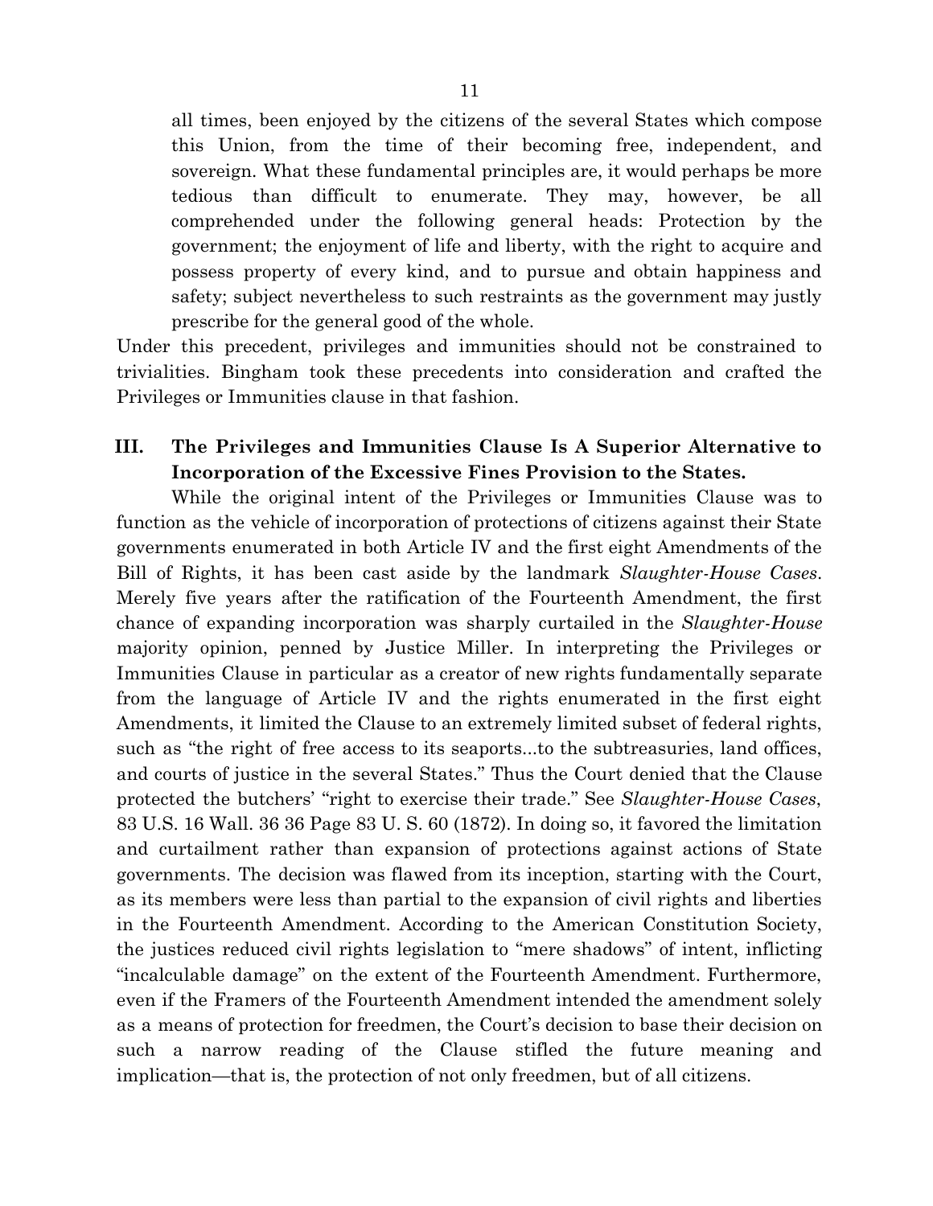> all times, been enjoyed by the citizens of the several States which compose this Union, from the time of their becoming free, independent, and sovereign. What these fundamental principles are, it would perhaps be more tedious than difficult to enumerate. They may, however, be all comprehended under the following general heads: Protection by the government; the enjoyment of life and liberty, with the right to acquire and possess property of every kind, and to pursue and obtain happiness and safety; subject nevertheless to such restraints as the government may justly prescribe for the general good of the whole.

Under this precedent, privileges and immunities should not be constrained to trivialities. Bingham took these precedents into consideration and crafted the Privileges or Immunities clause in that fashion.

## III. The Privileges and Immunities Clause Is A Superior Alternative to Incorporation of the Excessive Fines Provision to the States.

While the original intent of the Privileges or Immunities Clause was to function as the vehicle of incorporation of protections of citizens against their State governments enumerated in both Article IV and the first eight Amendments of the Bill of Rights, it has been cast aside by the landmark *Slaughter-House Cases*. Merely five years after the ratification of the Fourteenth Amendment, the first chance of expanding incorporation was sharply curtailed in the *Slaughter-House* majority opinion, penned by Justice Miller. In interpreting the Privileges or Immunities Clause in particular as a creator of new rights fundamentally separate from the language of Article IV and the rights enumerated in the first eight Amendments, it limited the Clause to an extremely limited subset of federal rights, such as "the right of free access to its seaports...to the subtreasuries, land offices, and courts of justice in the several States." Thus the Court denied that the Clause protected the butchers' "right to exercise their trade." See *Slaughter-House Cases*, 83 U.S. 16 Wall. 36 36 Page 83 U. S. 60 (1872). In doing so, it favored the limitation and curtailment rather than expansion of protections against actions of State governments. The decision was flawed from its inception, starting with the Court, as its members were less than partial to the expansion of civil rights and liberties in the Fourteenth Amendment. According to the American Constitution Society, the justices reduced civil rights legislation to "mere shadows" of intent, inflicting "incalculable damage" on the extent of the Fourteenth Amendment. Furthermore, even if the Framers of the Fourteenth Amendment intended the amendment solely as a means of protection for freedmen, the Court's decision to base their decision on such a narrow reading of the Clause stifled the future meaning and implication—that is, the protection of not only freedmen, but of all citizens.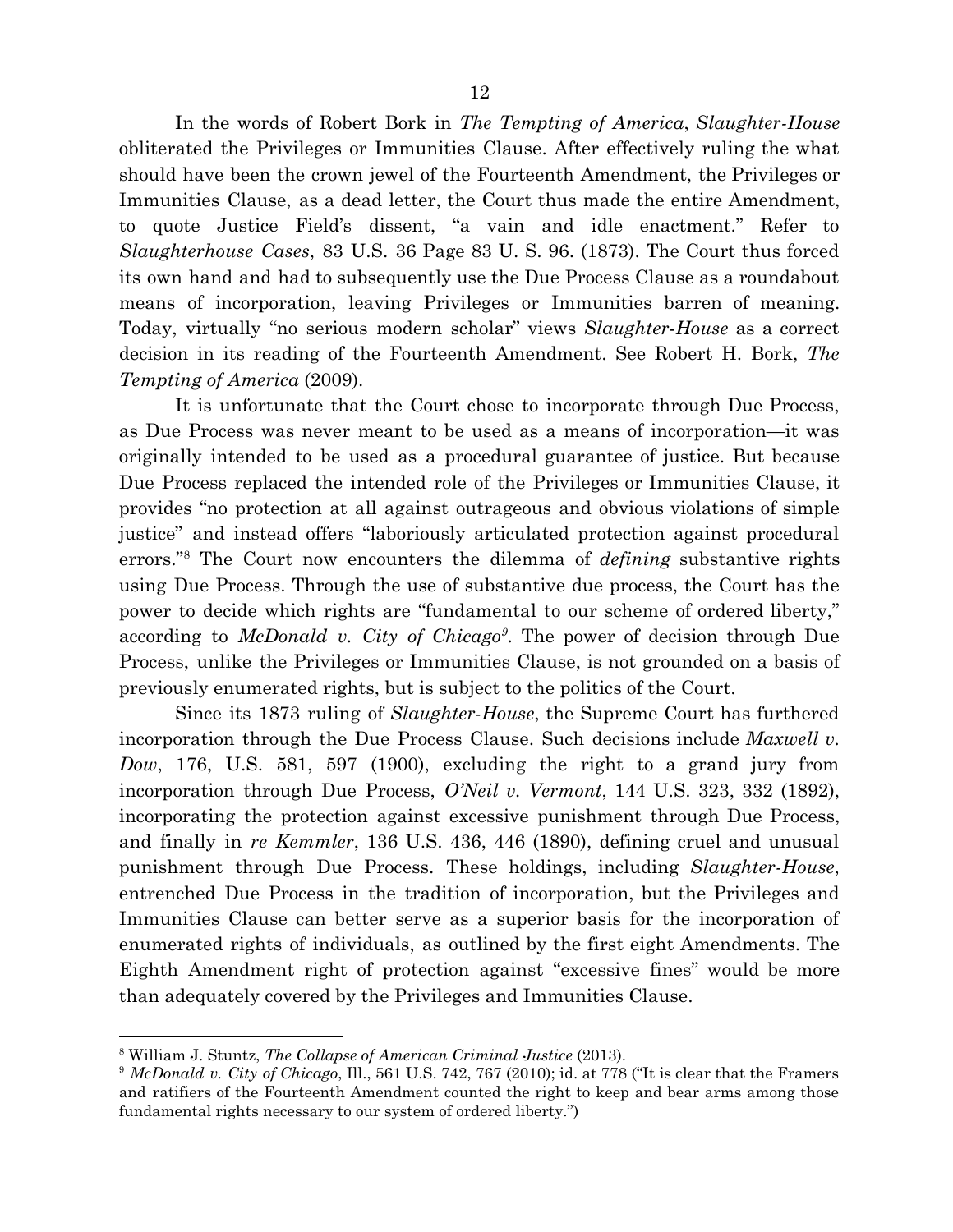In the words of Robert Bork in *The Tempting of America*, *Slaughter-House* obliterated the Privileges or Immunities Clause. After effectively ruling the what should have been the crown jewel of the Fourteenth Amendment, the Privileges or Immunities Clause, as a dead letter, the Court thus made the entire Amendment, to quote Justice Field's dissent, "a vain and idle enactment." Refer to *Slaughterhouse Cases*, 83 U.S. 36 Page 83 U. S. 96. (1873). The Court thus forced its own hand and had to subsequently use the Due Process Clause as a roundabout means of incorporation, leaving Privileges or Immunities barren of meaning. Today, virtually "no serious modern scholar" views *Slaughter-House* as a correct decision in its reading of the Fourteenth Amendment. See Robert H. Bork, *The Tempting of America* (2009).

It is unfortunate that the Court chose to incorporate through Due Process, as Due Process was never meant to be used as a means of incorporation—it was originally intended to be used as a procedural guarantee of justice. But because Due Process replaced the intended role of the Privileges or Immunities Clause, it provides "no protection at all against outrageous and obvious violations of simple justice" and instead offers "laboriously articulated protection against procedural errors."[8] The Court now encounters the dilemma of *defining* substantive rights using Due Process. Through the use of substantive due process, the Court has the power to decide which rights are "fundamental to our scheme of ordered liberty," according to *McDonald v. City of Chicago*[9]. The power of decision through Due Process, unlike the Privileges or Immunities Clause, is not grounded on a basis of previously enumerated rights, but is subject to the politics of the Court.

Since its 1873 ruling of *Slaughter-House*, the Supreme Court has furthered incorporation through the Due Process Clause. Such decisions include *Maxwell v. Dow*, 176, U.S. 581, 597 (1900), excluding the right to a grand jury from incorporation through Due Process, *O'Neil v. Vermont*, 144 U.S. 323, 332 (1892), incorporating the protection against excessive punishment through Due Process, and finally in *re Kemmler*, 136 U.S. 436, 446 (1890), defining cruel and unusual punishment through Due Process. These holdings, including *Slaughter-House*, entrenched Due Process in the tradition of incorporation, but the Privileges and Immunities Clause can better serve as a superior basis for the incorporation of enumerated rights of individuals, as outlined by the first eight Amendments. The Eighth Amendment right of protection against "excessive fines" would be more than adequately covered by the Privileges and Immunities Clause.

---

[8] William J. Stuntz, *The Collapse of American Criminal Justice* (2013).

[9] *McDonald v. City of Chicago*, Ill., 561 U.S. 742, 767 (2010); id. at 778 ("It is clear that the Framers and ratifiers of the Fourteenth Amendment counted the right to keep and bear arms among those fundamental rights necessary to our system of ordered liberty.")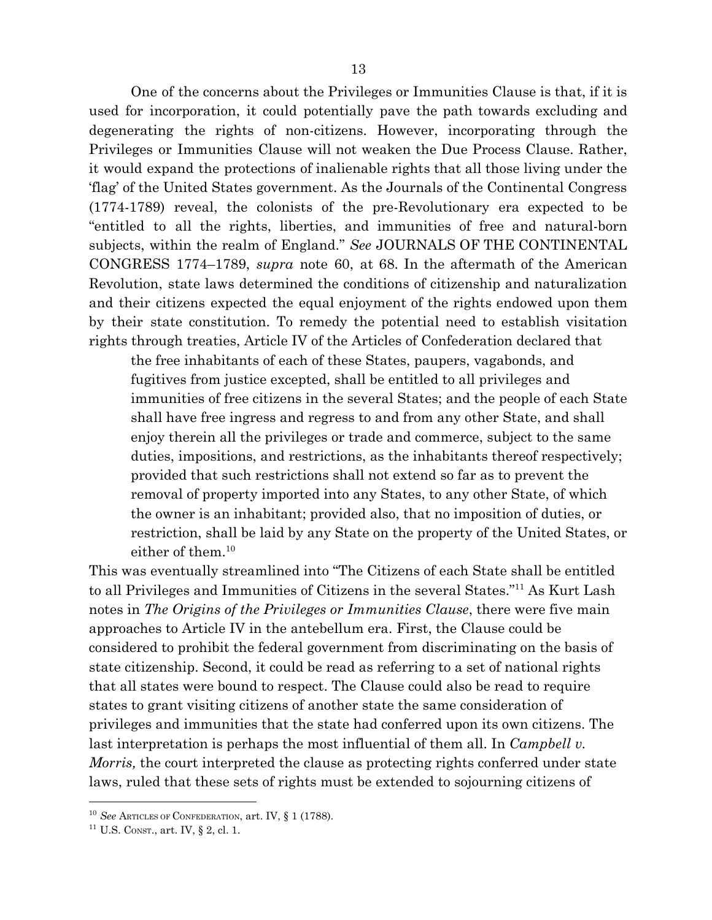One of the concerns about the Privileges or Immunities Clause is that, if it is used for incorporation, it could potentially pave the path towards excluding and degenerating the rights of non-citizens. However, incorporating through the Privileges or Immunities Clause will not weaken the Due Process Clause. Rather, it would expand the protections of inalienable rights that all those living under the 'flag' of the United States government. As the Journals of the Continental Congress (1774-1789) reveal, the colonists of the pre-Revolutionary era expected to be "entitled to all the rights, liberties, and immunities of free and natural-born subjects, within the realm of England." *See* JOURNALS OF THE CONTINENTAL CONGRESS 1774–1789, *supra* note 60, at 68. In the aftermath of the American Revolution, state laws determined the conditions of citizenship and naturalization and their citizens expected the equal enjoyment of the rights endowed upon them by their state constitution. To remedy the potential need to establish visitation rights through treaties, Article IV of the Articles of Confederation declared that

> the free inhabitants of each of these States, paupers, vagabonds, and fugitives from justice excepted, shall be entitled to all privileges and immunities of free citizens in the several States; and the people of each State shall have free ingress and regress to and from any other State, and shall enjoy therein all the privileges or trade and commerce, subject to the same duties, impositions, and restrictions, as the inhabitants thereof respectively; provided that such restrictions shall not extend so far as to prevent the removal of property imported into any States, to any other State, of which the owner is an inhabitant; provided also, that no imposition of duties, or restriction, shall be laid by any State on the property of the United States, or either of them.[10]

This was eventually streamlined into "The Citizens of each State shall be entitled to all Privileges and Immunities of Citizens in the several States."[11] As Kurt Lash notes in *The Origins of the Privileges or Immunities Clause*, there were five main approaches to Article IV in the antebellum era. First, the Clause could be considered to prohibit the federal government from discriminating on the basis of state citizenship. Second, it could be read as referring to a set of national rights that all states were bound to respect. The Clause could also be read to require states to grant visiting citizens of another state the same consideration of privileges and immunities that the state had conferred upon its own citizens. The last interpretation is perhaps the most influential of them all. In *Campbell v. Morris,* the court interpreted the clause as protecting rights conferred under state laws, ruled that these sets of rights must be extended to sojourning citizens of

---

[10] *See* ARTICLES OF CONFEDERATION, art. IV, § 1 (1788).

[11] U.S. CONST., art. IV, § 2, cl. 1.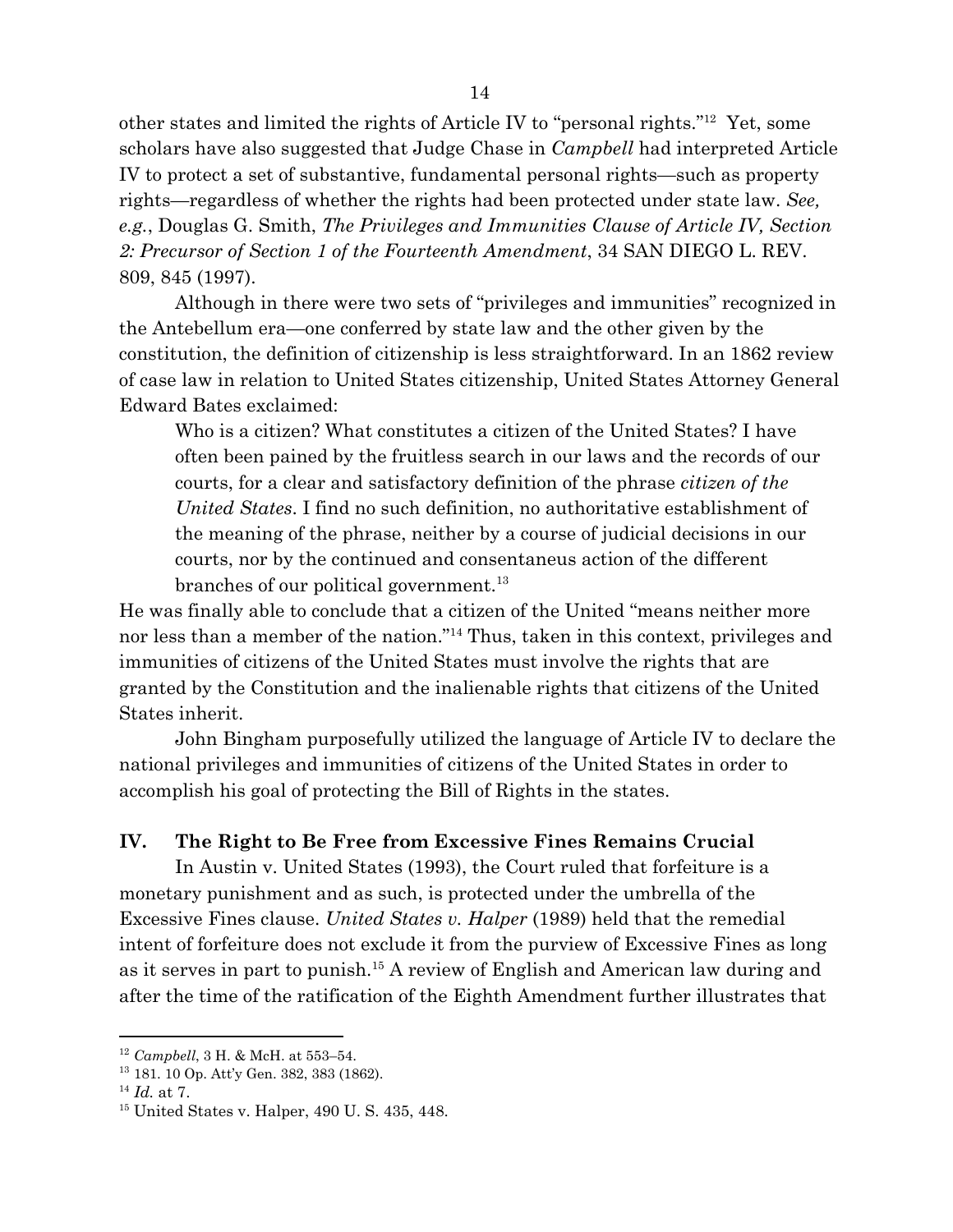other states and limited the rights of Article IV to "personal rights."[12] Yet, some scholars have also suggested that Judge Chase in *Campbell* had interpreted Article IV to protect a set of substantive, fundamental personal rights—such as property rights—regardless of whether the rights had been protected under state law. *See, e.g.*, Douglas G. Smith, *The Privileges and Immunities Clause of Article IV, Section 2: Precursor of Section 1 of the Fourteenth Amendment*, 34 SAN DIEGO L. REV. 809, 845 (1997).

Although in there were two sets of "privileges and immunities" recognized in the Antebellum era—one conferred by state law and the other given by the constitution, the definition of citizenship is less straightforward. In an 1862 review of case law in relation to United States citizenship, United States Attorney General Edward Bates exclaimed:

> Who is a citizen? What constitutes a citizen of the United States? I have often been pained by the fruitless search in our laws and the records of our courts, for a clear and satisfactory definition of the phrase *citizen of the United States*. I find no such definition, no authoritative establishment of the meaning of the phrase, neither by a course of judicial decisions in our courts, nor by the continued and consentaneous action of the different branches of our political government.[13]

He was finally able to conclude that a citizen of the United "means neither more nor less than a member of the nation."[14] Thus, taken in this context, privileges and immunities of citizens of the United States must involve the rights that are granted by the Constitution and the inalienable rights that citizens of the United States inherit.

John Bingham purposefully utilized the language of Article IV to declare the national privileges and immunities of citizens of the United States in order to accomplish his goal of protecting the Bill of Rights in the states.

## IV. The Right to Be Free from Excessive Fines Remains Crucial

In Austin v. United States (1993), the Court ruled that forfeiture is a monetary punishment and as such, is protected under the umbrella of the Excessive Fines clause. *United States v. Halper* (1989) held that the remedial intent of forfeiture does not exclude it from the purview of Excessive Fines as long as it serves in part to punish.[15] A review of English and American law during and after the time of the ratification of the Eighth Amendment further illustrates that

---

[12] *Campbell*, 3 H. & McH. at 553–54.

[13] 181. 10 Op. Att'y Gen. 382, 383 (1862).

[14] *Id.* at 7.

[15] United States v. Halper, 490 U. S. 435, 448.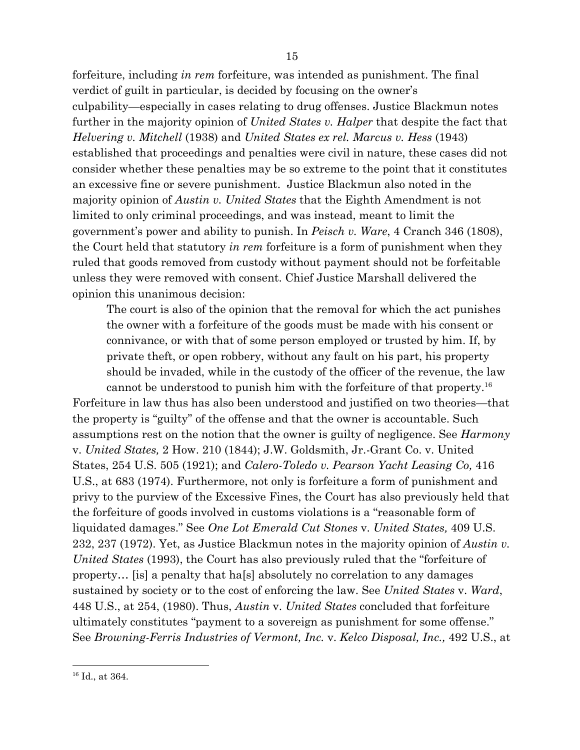forfeiture, including *in rem* forfeiture, was intended as punishment. The final verdict of guilt in particular, is decided by focusing on the owner's culpability—especially in cases relating to drug offenses. Justice Blackmun notes further in the majority opinion of *United States v. Halper* that despite the fact that *Helvering v. Mitchell* (1938) and *United States ex rel. Marcus v. Hess* (1943) established that proceedings and penalties were civil in nature, these cases did not consider whether these penalties may be so extreme to the point that it constitutes an excessive fine or severe punishment. Justice Blackmun also noted in the majority opinion of *Austin v. United States* that the Eighth Amendment is not limited to only criminal proceedings, and was instead, meant to limit the government's power and ability to punish. In *Peisch v. Ware*, 4 Cranch 346 (1808), the Court held that statutory *in rem* forfeiture is a form of punishment when they ruled that goods removed from custody without payment should not be forfeitable unless they were removed with consent. Chief Justice Marshall delivered the opinion this unanimous decision:

> The court is also of the opinion that the removal for which the act punishes the owner with a forfeiture of the goods must be made with his consent or connivance, or with that of some person employed or trusted by him. If, by private theft, or open robbery, without any fault on his part, his property should be invaded, while in the custody of the officer of the revenue, the law cannot be understood to punish him with the forfeiture of that property.[16]

Forfeiture in law thus has also been understood and justified on two theories—that the property is "guilty" of the offense and that the owner is accountable. Such assumptions rest on the notion that the owner is guilty of negligence. See *Harmony* v. *United States,* 2 How. 210 (1844); J.W. Goldsmith, Jr.-Grant Co. v. United States, 254 U.S. 505 (1921); and *Calero-Toledo v. Pearson Yacht Leasing Co,* 416 U.S., at 683 (1974). Furthermore, not only is forfeiture a form of punishment and privy to the purview of the Excessive Fines, the Court has also previously held that the forfeiture of goods involved in customs violations is a "reasonable form of liquidated damages." See *One Lot Emerald Cut Stones* v. *United States,* 409 U.S. 232, 237 (1972). Yet, as Justice Blackmun notes in the majority opinion of *Austin v. United States* (1993), the Court has also previously ruled that the "forfeiture of property… [is] a penalty that ha[s] absolutely no correlation to any damages sustained by society or to the cost of enforcing the law. See *United States* v. *Ward*, 448 U.S., at 254, (1980). Thus, *Austin* v. *United States* concluded that forfeiture ultimately constitutes "payment to a sovereign as punishment for some offense." See *Browning-Ferris Industries of Vermont, Inc.* v. *Kelco Disposal, Inc.,* 492 U.S., at

---

[16] Id., at 364.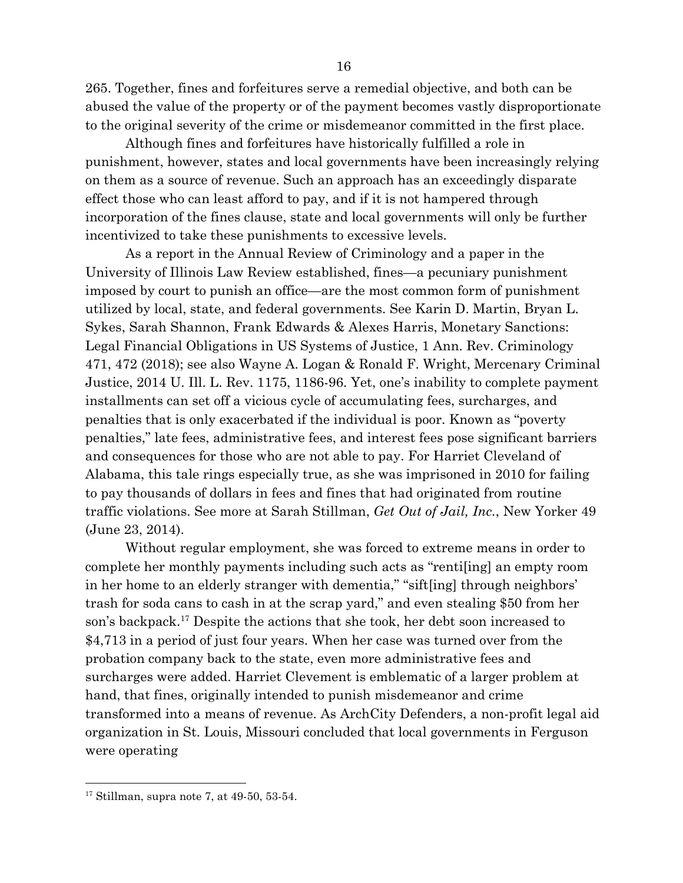265. Together, fines and forfeitures serve a remedial objective, and both can be abused the value of the property or of the payment becomes vastly disproportionate to the original severity of the crime or misdemeanor committed in the first place.

Although fines and forfeitures have historically fulfilled a role in punishment, however, states and local governments have been increasingly relying on them as a source of revenue. Such an approach has an exceedingly disparate effect those who can least afford to pay, and if it is not hampered through incorporation of the fines clause, state and local governments will only be further incentivized to take these punishments to excessive levels.

As a report in the Annual Review of Criminology and a paper in the University of Illinois Law Review established, fines—a pecuniary punishment imposed by court to punish an office—are the most common form of punishment utilized by local, state, and federal governments. See Karin D. Martin, Bryan L. Sykes, Sarah Shannon, Frank Edwards & Alexes Harris, Monetary Sanctions: Legal Financial Obligations in US Systems of Justice, 1 Ann. Rev. Criminology 471, 472 (2018); see also Wayne A. Logan & Ronald F. Wright, Mercenary Criminal Justice, 2014 U. Ill. L. Rev. 1175, 1186-96. Yet, one's inability to complete payment installments can set off a vicious cycle of accumulating fees, surcharges, and penalties that is only exacerbated if the individual is poor. Known as "poverty penalties," late fees, administrative fees, and interest fees pose significant barriers and consequences for those who are not able to pay. For Harriet Cleveland of Alabama, this tale rings especially true, as she was imprisoned in 2010 for failing to pay thousands of dollars in fees and fines that had originated from routine traffic violations. See more at Sarah Stillman, *Get Out of Jail, Inc.*, New Yorker 49 (June 23, 2014).

Without regular employment, she was forced to extreme means in order to complete her monthly payments including such acts as "renti[ing] an empty room in her home to an elderly stranger with dementia," "sift[ing] through neighbors' trash for soda cans to cash in at the scrap yard," and even stealing $50 from her son's backpack.[17] Despite the actions that she took, her debt soon increased to $4,713 in a period of just four years. When her case was turned over from the probation company back to the state, even more administrative fees and surcharges were added. Harriet Clevement is emblematic of a larger problem at hand, that fines, originally intended to punish misdemeanor and crime transformed into a means of revenue. As ArchCity Defenders, a non-profit legal aid organization in St. Louis, Missouri concluded that local governments in Ferguson were operating

[17] Stillman, supra note 7, at 49-50, 53-54.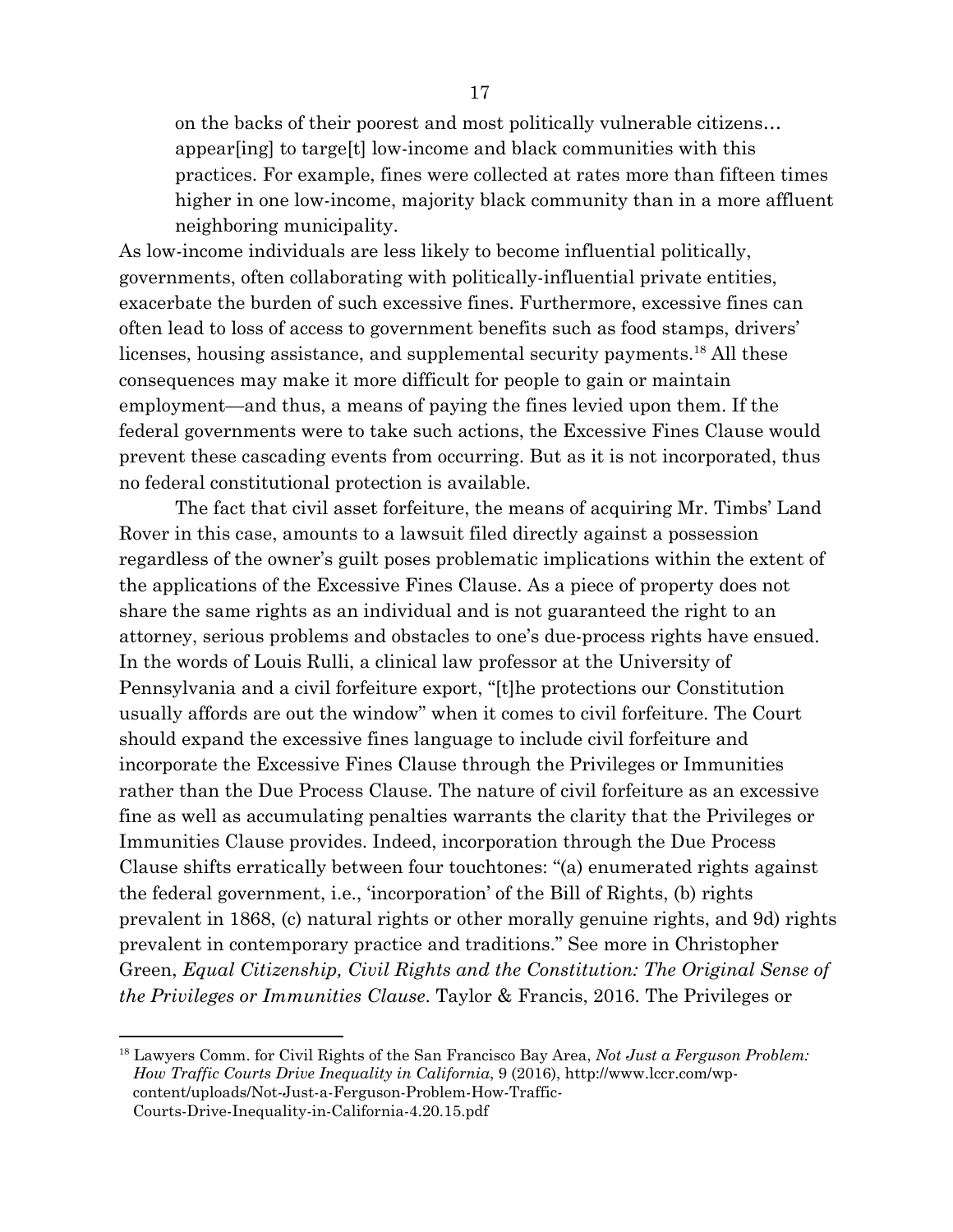> on the backs of their poorest and most politically vulnerable citizens… appear[ing] to targe[t] low-income and black communities with this practices. For example, fines were collected at rates more than fifteen times higher in one low-income, majority black community than in a more affluent neighboring municipality.

As low-income individuals are less likely to become influential politically, governments, often collaborating with politically-influential private entities, exacerbate the burden of such excessive fines. Furthermore, excessive fines can often lead to loss of access to government benefits such as food stamps, drivers' licenses, housing assistance, and supplemental security payments.[18] All these consequences may make it more difficult for people to gain or maintain employment—and thus, a means of paying the fines levied upon them. If the federal governments were to take such actions, the Excessive Fines Clause would prevent these cascading events from occurring. But as it is not incorporated, thus no federal constitutional protection is available.

The fact that civil asset forfeiture, the means of acquiring Mr. Timbs' Land Rover in this case, amounts to a lawsuit filed directly against a possession regardless of the owner's guilt poses problematic implications within the extent of the applications of the Excessive Fines Clause. As a piece of property does not share the same rights as an individual and is not guaranteed the right to an attorney, serious problems and obstacles to one's due-process rights have ensued. In the words of Louis Rulli, a clinical law professor at the University of Pennsylvania and a civil forfeiture export, "[t]he protections our Constitution usually affords are out the window" when it comes to civil forfeiture. The Court should expand the excessive fines language to include civil forfeiture and incorporate the Excessive Fines Clause through the Privileges or Immunities rather than the Due Process Clause. The nature of civil forfeiture as an excessive fine as well as accumulating penalties warrants the clarity that the Privileges or Immunities Clause provides. Indeed, incorporation through the Due Process Clause shifts erratically between four touchtones: "(a) enumerated rights against the federal government, i.e., 'incorporation' of the Bill of Rights, (b) rights prevalent in 1868, (c) natural rights or other morally genuine rights, and 9d) rights prevalent in contemporary practice and traditions." See more in Christopher Green, *Equal Citizenship, Civil Rights and the Constitution: The Original Sense of the Privileges or Immunities Clause*. Taylor & Francis, 2016. The Privileges or

---

[18] Lawyers Comm. for Civil Rights of the San Francisco Bay Area, *Not Just a Ferguson Problem: How Traffic Courts Drive Inequality in California*, 9 (2016), http://www.lccr.com/wp-content/uploads/Not-Just-a-Ferguson-Problem-How-Traffic-Courts-Drive-Inequality-in-California-4.20.15.pdf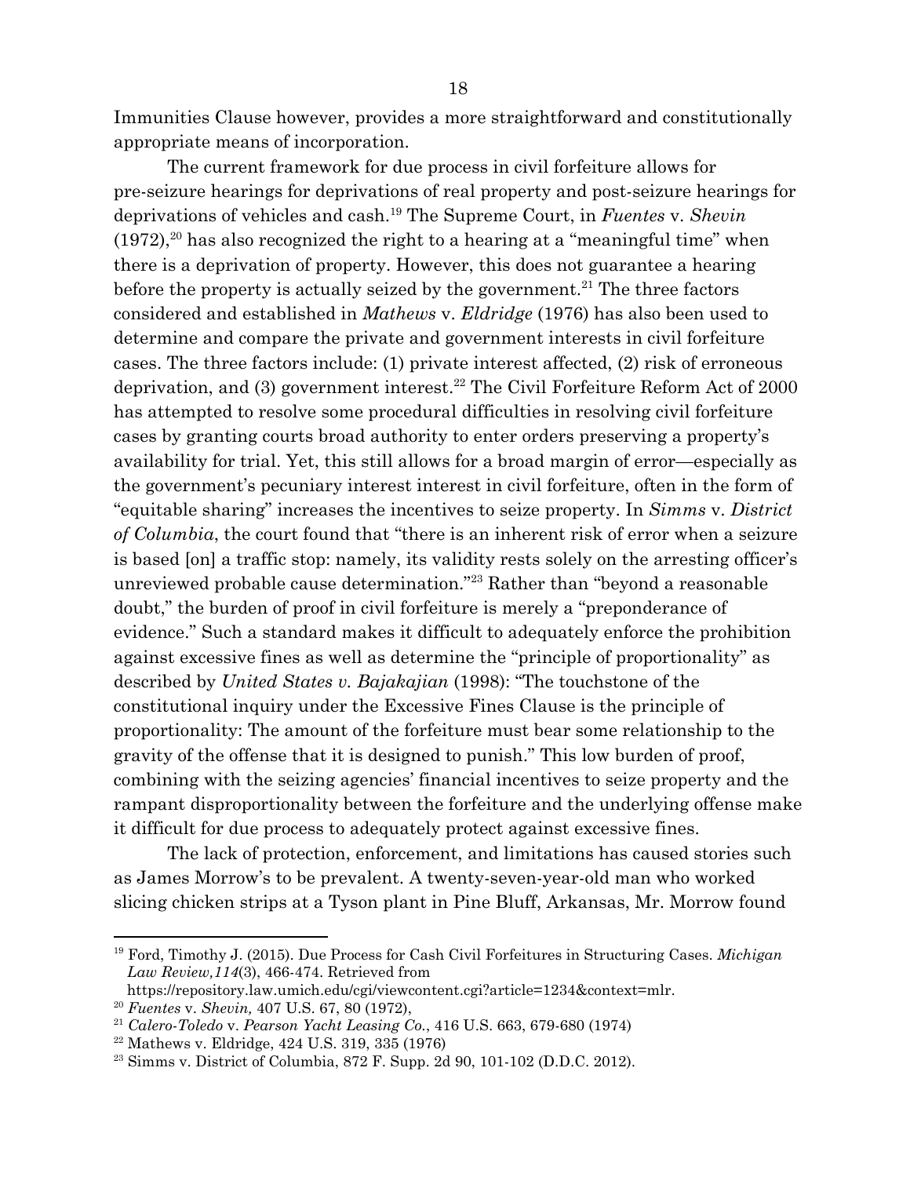Immunities Clause however, provides a more straightforward and constitutionally appropriate means of incorporation.

The current framework for due process in civil forfeiture allows for pre-seizure hearings for deprivations of real property and post-seizure hearings for deprivations of vehicles and cash.[19] The Supreme Court, in *Fuentes* v. *Shevin* (1972),[20] has also recognized the right to a hearing at a "meaningful time" when there is a deprivation of property. However, this does not guarantee a hearing before the property is actually seized by the government.[21] The three factors considered and established in *Mathews* v. *Eldridge* (1976) has also been used to determine and compare the private and government interests in civil forfeiture cases. The three factors include: (1) private interest affected, (2) risk of erroneous deprivation, and (3) government interest.[22] The Civil Forfeiture Reform Act of 2000 has attempted to resolve some procedural difficulties in resolving civil forfeiture cases by granting courts broad authority to enter orders preserving a property's availability for trial. Yet, this still allows for a broad margin of error—especially as the government's pecuniary interest interest in civil forfeiture, often in the form of "equitable sharing" increases the incentives to seize property. In *Simms* v. *District of Columbia*, the court found that "there is an inherent risk of error when a seizure is based [on] a traffic stop: namely, its validity rests solely on the arresting officer's unreviewed probable cause determination."[23] Rather than "beyond a reasonable doubt," the burden of proof in civil forfeiture is merely a "preponderance of evidence." Such a standard makes it difficult to adequately enforce the prohibition against excessive fines as well as determine the "principle of proportionality" as described by *United States v. Bajakajian* (1998): "The touchstone of the constitutional inquiry under the Excessive Fines Clause is the principle of proportionality: The amount of the forfeiture must bear some relationship to the gravity of the offense that it is designed to punish." This low burden of proof, combining with the seizing agencies' financial incentives to seize property and the rampant disproportionality between the forfeiture and the underlying offense make it difficult for due process to adequately protect against excessive fines.

The lack of protection, enforcement, and limitations has caused stories such as James Morrow's to be prevalent. A twenty-seven-year-old man who worked slicing chicken strips at a Tyson plant in Pine Bluff, Arkansas, Mr. Morrow found

---

[19] Ford, Timothy J. (2015). Due Process for Cash Civil Forfeitures in Structuring Cases. *Michigan Law Review,114*(3), 466-474. Retrieved from https://repository.law.umich.edu/cgi/viewcontent.cgi?article=1234&context=mlr.

[20] *Fuentes* v. *Shevin,* 407 U.S. 67, 80 (1972),

[21] *Calero-Toledo* v. *Pearson Yacht Leasing Co.*, 416 U.S. 663, 679-680 (1974)

[22] Mathews v. Eldridge, 424 U.S. 319, 335 (1976)

[23] Simms v. District of Columbia, 872 F. Supp. 2d 90, 101-102 (D.D.C. 2012).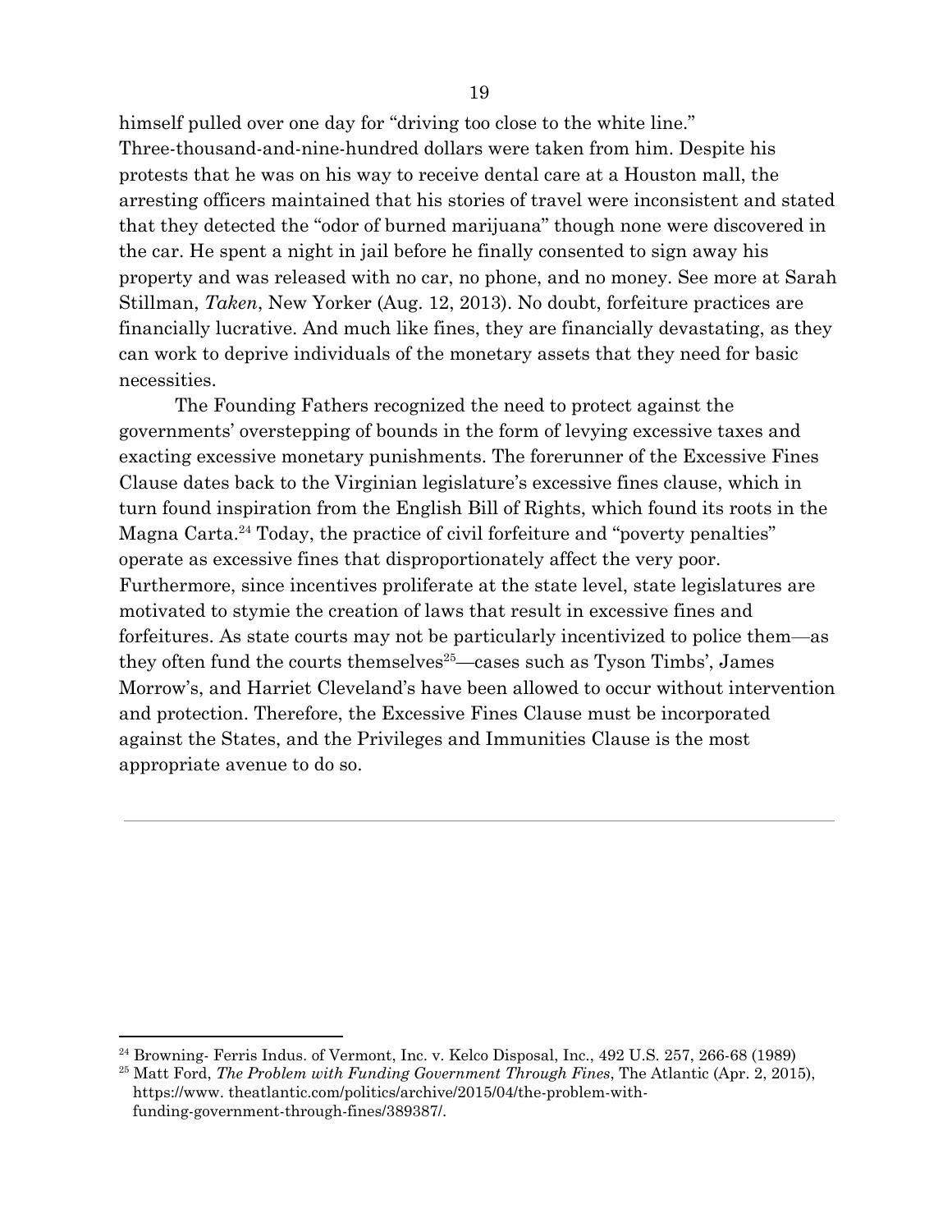himself pulled over one day for "driving too close to the white line." Three-thousand-and-nine-hundred dollars were taken from him. Despite his protests that he was on his way to receive dental care at a Houston mall, the arresting officers maintained that his stories of travel were inconsistent and stated that they detected the "odor of burned marijuana" though none were discovered in the car. He spent a night in jail before he finally consented to sign away his property and was released with no car, no phone, and no money. See more at Sarah Stillman, *Taken*, New Yorker (Aug. 12, 2013). No doubt, forfeiture practices are financially lucrative. And much like fines, they are financially devastating, as they can work to deprive individuals of the monetary assets that they need for basic necessities.

The Founding Fathers recognized the need to protect against the governments' overstepping of bounds in the form of levying excessive taxes and exacting excessive monetary punishments. The forerunner of the Excessive Fines Clause dates back to the Virginian legislature's excessive fines clause, which in turn found inspiration from the English Bill of Rights, which found its roots in the Magna Carta.[24] Today, the practice of civil forfeiture and "poverty penalties" operate as excessive fines that disproportionately affect the very poor. Furthermore, since incentives proliferate at the state level, state legislatures are motivated to stymie the creation of laws that result in excessive fines and forfeitures. As state courts may not be particularly incentivized to police them—as they often fund the courts themselves[25]—cases such as Tyson Timbs', James Morrow's, and Harriet Cleveland's have been allowed to occur without intervention and protection. Therefore, the Excessive Fines Clause must be incorporated against the States, and the Privileges and Immunities Clause is the most appropriate avenue to do so.

---

[24] Browning- Ferris Indus. of Vermont, Inc. v. Kelco Disposal, Inc., 492 U.S. 257, 266-68 (1989)

[25] Matt Ford, *The Problem with Funding Government Through Fines*, The Atlantic (Apr. 2, 2015), https://www. theatlantic.com/politics/archive/2015/04/the-problem-with-funding-government-through-fines/389387/.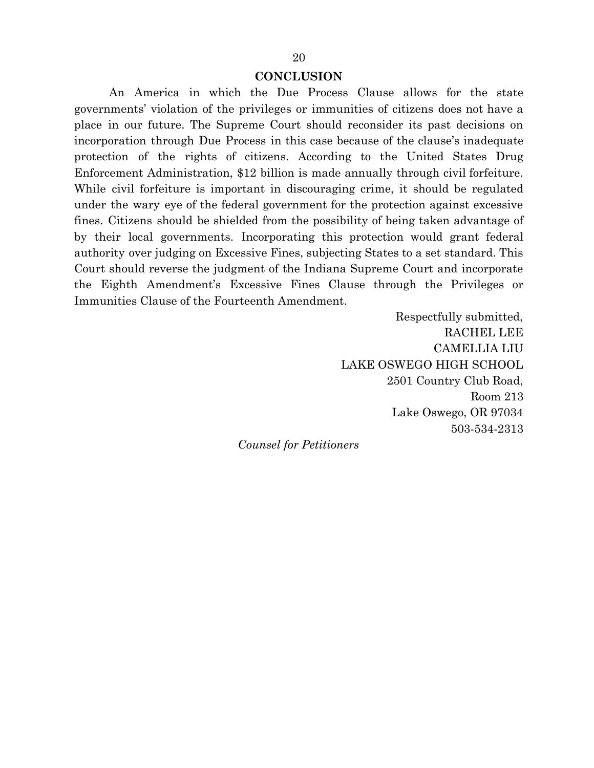## CONCLUSION

An America in which the Due Process Clause allows for the state governments' violation of the privileges or immunities of citizens does not have a place in our future. The Supreme Court should reconsider its past decisions on incorporation through Due Process in this case because of the clause's inadequate protection of the rights of citizens. According to the United States Drug Enforcement Administration, $12 billion is made annually through civil forfeiture. While civil forfeiture is important in discouraging crime, it should be regulated under the wary eye of the federal government for the protection against excessive fines. Citizens should be shielded from the possibility of being taken advantage of by their local governments. Incorporating this protection would grant federal authority over judging on Excessive Fines, subjecting States to a set standard. This Court should reverse the judgment of the Indiana Supreme Court and incorporate the Eighth Amendment's Excessive Fines Clause through the Privileges or Immunities Clause of the Fourteenth Amendment.

Respectfully submitted,
RACHEL LEE
CAMELLIA LIU
LAKE OSWEGO HIGH SCHOOL
2501 Country Club Road,
Room 213
Lake Oswego, OR 97034
503-534-2313

*Counsel for Petitioners*